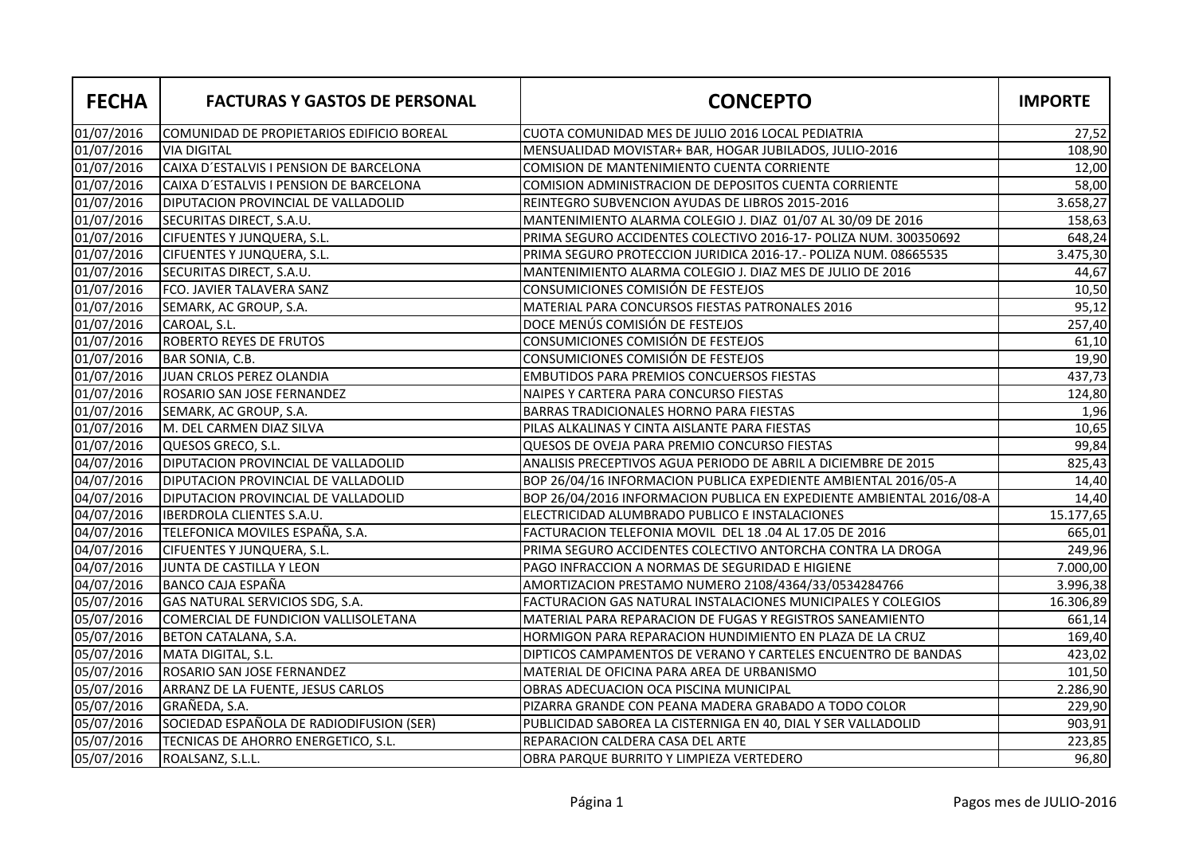| FECHA | FACTURAS Y GASTOS DE PERSONAL | CONCEPTO | IMPORTE |
|---|---|---|---|
| 01/07/2016 | COMUNIDAD DE PROPIETARIOS EDIFICIO BOREAL | CUOTA COMUNIDAD MES DE JULIO 2016 LOCAL PEDIATRIA | 27,52 |
| 01/07/2016 | VIA DIGITAL | MENSUALIDAD MOVISTAR+ BAR, HOGAR JUBILADOS, JULIO-2016 | 108,90 |
| 01/07/2016 | CAIXA D´ESTALVIS I PENSION DE BARCELONA | COMISION DE MANTENIMIENTO CUENTA CORRIENTE | 12,00 |
| 01/07/2016 | CAIXA D´ESTALVIS I PENSION DE BARCELONA | COMISION ADMINISTRACION DE DEPOSITOS CUENTA CORRIENTE | 58,00 |
| 01/07/2016 | DIPUTACION PROVINCIAL DE VALLADOLID | REINTEGRO SUBVENCION AYUDAS DE LIBROS 2015-2016 | 3.658,27 |
| 01/07/2016 | SECURITAS DIRECT, S.A.U. | MANTENIMIENTO ALARMA COLEGIO J. DIAZ 01/07 AL 30/09 DE 2016 | 158,63 |
| 01/07/2016 | CIFUENTES Y JUNQUERA, S.L. | PRIMA SEGURO ACCIDENTES COLECTIVO 2016-17- POLIZA NUM. 300350692 | 648,24 |
| 01/07/2016 | CIFUENTES Y JUNQUERA, S.L. | PRIMA SEGURO PROTECCION JURIDICA 2016-17.- POLIZA NUM. 08665535 | 3.475,30 |
| 01/07/2016 | SECURITAS DIRECT, S.A.U. | MANTENIMIENTO ALARMA COLEGIO J. DIAZ MES DE JULIO DE 2016 | 44,67 |
| 01/07/2016 | FCO. JAVIER TALAVERA SANZ | CONSUMICIONES COMISIÓN DE FESTEJOS | 10,50 |
| 01/07/2016 | SEMARK, AC GROUP, S.A. | MATERIAL PARA CONCURSOS FIESTAS PATRONALES 2016 | 95,12 |
| 01/07/2016 | CAROAL, S.L. | DOCE MENÚS COMISIÓN DE FESTEJOS | 257,40 |
| 01/07/2016 | ROBERTO REYES DE FRUTOS | CONSUMICIONES COMISIÓN DE FESTEJOS | 61,10 |
| 01/07/2016 | BAR SONIA, C.B. | CONSUMICIONES COMISIÓN DE FESTEJOS | 19,90 |
| 01/07/2016 | JUAN CRLOS PEREZ OLANDIA | EMBUTIDOS PARA PREMIOS CONCUERSOS FIESTAS | 437,73 |
| 01/07/2016 | ROSARIO SAN JOSE FERNANDEZ | NAIPES Y CARTERA PARA CONCURSO FIESTAS | 124,80 |
| 01/07/2016 | SEMARK, AC GROUP, S.A. | BARRAS TRADICIONALES HORNO PARA FIESTAS | 1,96 |
| 01/07/2016 | M. DEL CARMEN DIAZ SILVA | PILAS ALKALINAS Y CINTA AISLANTE PARA FIESTAS | 10,65 |
| 01/07/2016 | QUESOS GRECO, S.L. | QUESOS DE OVEJA PARA PREMIO CONCURSO FIESTAS | 99,84 |
| 04/07/2016 | DIPUTACION PROVINCIAL DE VALLADOLID | ANALISIS PRECEPTIVOS AGUA PERIODO DE ABRIL A DICIEMBRE DE 2015 | 825,43 |
| 04/07/2016 | DIPUTACION PROVINCIAL DE VALLADOLID | BOP 26/04/16 INFORMACION PUBLICA EXPEDIENTE AMBIENTAL 2016/05-A | 14,40 |
| 04/07/2016 | DIPUTACION PROVINCIAL DE VALLADOLID | BOP 26/04/2016 INFORMACION PUBLICA EN EXPEDIENTE AMBIENTAL 2016/08-A | 14,40 |
| 04/07/2016 | IBERDROLA CLIENTES S.A.U. | ELECTRICIDAD ALUMBRADO PUBLICO E INSTALACIONES | 15.177,65 |
| 04/07/2016 | TELEFONICA MOVILES ESPAÑA, S.A. | FACTURACION TELEFONIA MOVIL DEL 18 .04 AL 17.05 DE 2016 | 665,01 |
| 04/07/2016 | CIFUENTES Y JUNQUERA, S.L. | PRIMA SEGURO ACCIDENTES COLECTIVO ANTORCHA CONTRA LA DROGA | 249,96 |
| 04/07/2016 | JUNTA DE CASTILLA Y LEON | PAGO INFRACCION A NORMAS DE SEGURIDAD E HIGIENE | 7.000,00 |
| 04/07/2016 | BANCO CAJA ESPAÑA | AMORTIZACION PRESTAMO NUMERO 2108/4364/33/0534284766 | 3.996,38 |
| 05/07/2016 | GAS NATURAL SERVICIOS SDG, S.A. | FACTURACION GAS NATURAL INSTALACIONES MUNICIPALES Y COLEGIOS | 16.306,89 |
| 05/07/2016 | COMERCIAL DE FUNDICION VALLISOLETANA | MATERIAL PARA REPARACION DE FUGAS Y REGISTROS SANEAMIENTO | 661,14 |
| 05/07/2016 | BETON CATALANA, S.A. | HORMIGON PARA REPARACION HUNDIMIENTO EN PLAZA DE LA CRUZ | 169,40 |
| 05/07/2016 | MATA DIGITAL, S.L. | DIPTICOS CAMPAMENTOS DE VERANO Y CARTELES ENCUENTRO DE BANDAS | 423,02 |
| 05/07/2016 | ROSARIO SAN JOSE FERNANDEZ | MATERIAL DE OFICINA PARA AREA DE URBANISMO | 101,50 |
| 05/07/2016 | ARRANZ DE LA FUENTE, JESUS CARLOS | OBRAS ADECUACION OCA PISCINA MUNICIPAL | 2.286,90 |
| 05/07/2016 | GRAÑEDA, S.A. | PIZARRA GRANDE CON PEANA MADERA GRABADO A TODO COLOR | 229,90 |
| 05/07/2016 | SOCIEDAD ESPAÑOLA DE RADIODIFUSION (SER) | PUBLICIDAD SABOREA LA CISTERNIGA EN 40, DIAL Y SER VALLADOLID | 903,91 |
| 05/07/2016 | TECNICAS DE AHORRO ENERGETICO, S.L. | REPARACION CALDERA CASA DEL ARTE | 223,85 |
| 05/07/2016 | ROALSANZ, S.L.L. | OBRA PARQUE BURRITO Y LIMPIEZA VERTEDERO | 96,80 |

Pagos mes de JULIO-2016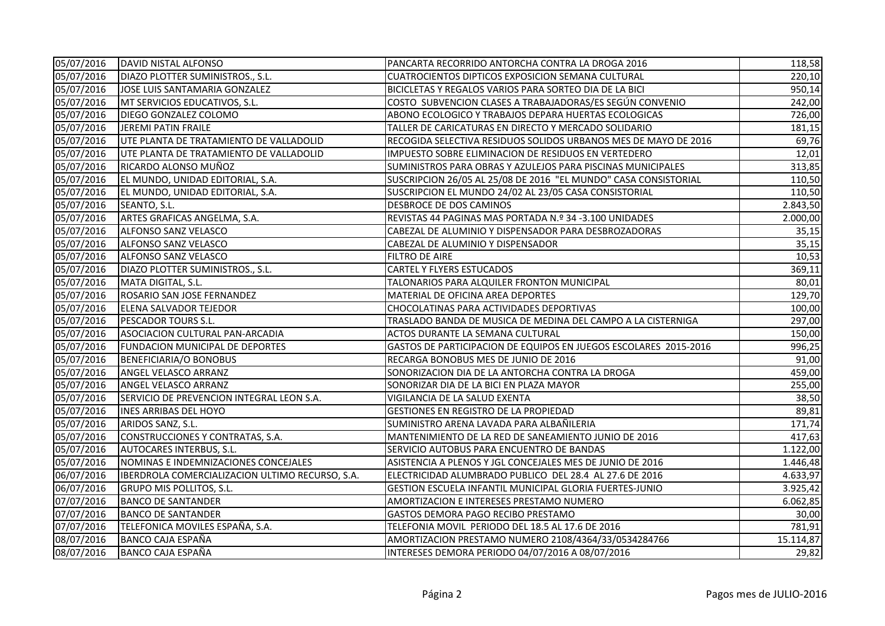| | | | |
|---|---|---|---|
| 05/07/2016 | DAVID NISTAL ALFONSO | PANCARTA RECORRIDO ANTORCHA CONTRA LA DROGA 2016 | 118,58 |
| 05/07/2016 | DIAZO PLOTTER SUMINISTROS., S.L. | CUATROCIENTOS DIPTICOS EXPOSICION SEMANA CULTURAL | 220,10 |
| 05/07/2016 | JOSE LUIS SANTAMARIA GONZALEZ | BICICLETAS Y REGALOS VARIOS PARA SORTEO DIA DE LA BICI | 950,14 |
| 05/07/2016 | MT SERVICIOS EDUCATIVOS, S.L. | COSTO SUBVENCION CLASES A TRABAJADORAS/ES SEGÚN CONVENIO | 242,00 |
| 05/07/2016 | DIEGO GONZALEZ COLOMO | ABONO ECOLOGICO Y TRABAJOS DEPARA HUERTAS ECOLOGICAS | 726,00 |
| 05/07/2016 | JEREMI PATIN FRAILE | TALLER DE CARICATURAS EN DIRECTO Y MERCADO SOLIDARIO | 181,15 |
| 05/07/2016 | UTE PLANTA DE TRATAMIENTO DE VALLADOLID | RECOGIDA SELECTIVA RESIDUOS SOLIDOS URBANOS MES DE MAYO DE 2016 | 69,76 |
| 05/07/2016 | UTE PLANTA DE TRATAMIENTO DE VALLADOLID | IMPUESTO SOBRE ELIMINACION DE RESIDUOS EN VERTEDERO | 12,01 |
| 05/07/2016 | RICARDO ALONSO MUÑOZ | SUMINISTROS PARA OBRAS Y AZULEJOS PARA PISCINAS MUNICIPALES | 313,85 |
| 05/07/2016 | EL MUNDO, UNIDAD EDITORIAL, S.A. | SUSCRIPCION 26/05 AL 25/08 DE 2016 "EL MUNDO" CASA CONSISTORIAL | 110,50 |
| 05/07/2016 | EL MUNDO, UNIDAD EDITORIAL, S.A. | SUSCRIPCION EL MUNDO 24/02 AL 23/05 CASA CONSISTORIAL | 110,50 |
| 05/07/2016 | SEANTO, S.L. | DESBROCE DE DOS CAMINOS | 2.843,50 |
| 05/07/2016 | ARTES GRAFICAS ANGELMA, S.A. | REVISTAS 44 PAGINAS MAS PORTADA N.º 34 -3.100 UNIDADES | 2.000,00 |
| 05/07/2016 | ALFONSO SANZ VELASCO | CABEZAL DE ALUMINIO Y DISPENSADOR PARA DESBROZADORAS | 35,15 |
| 05/07/2016 | ALFONSO SANZ VELASCO | CABEZAL DE ALUMINIO Y DISPENSADOR | 35,15 |
| 05/07/2016 | ALFONSO SANZ VELASCO | FILTRO DE AIRE | 10,53 |
| 05/07/2016 | DIAZO PLOTTER SUMINISTROS., S.L. | CARTEL Y FLYERS ESTUCADOS | 369,11 |
| 05/07/2016 | MATA DIGITAL, S.L. | TALONARIOS PARA ALQUILER FRONTON MUNICIPAL | 80,01 |
| 05/07/2016 | ROSARIO SAN JOSE FERNANDEZ | MATERIAL DE OFICINA AREA DEPORTES | 129,70 |
| 05/07/2016 | ELENA SALVADOR TEJEDOR | CHOCOLATINAS PARA ACTIVIDADES DEPORTIVAS | 100,00 |
| 05/07/2016 | PESCADOR TOURS S.L. | TRASLADO BANDA DE MUSICA DE MEDINA DEL CAMPO A LA CISTERNIGA | 297,00 |
| 05/07/2016 | ASOCIACION CULTURAL PAN-ARCADIA | ACTOS DURANTE LA SEMANA CULTURAL | 150,00 |
| 05/07/2016 | FUNDACION MUNICIPAL DE DEPORTES | GASTOS DE PARTICIPACION DE EQUIPOS EN JUEGOS ESCOLARES 2015-2016 | 996,25 |
| 05/07/2016 | BENEFICIARIA/O BONOBUS | RECARGA BONOBUS MES DE JUNIO DE 2016 | 91,00 |
| 05/07/2016 | ANGEL VELASCO ARRANZ | SONORIZACION DIA DE LA ANTORCHA CONTRA LA DROGA | 459,00 |
| 05/07/2016 | ANGEL VELASCO ARRANZ | SONORIZAR DIA DE LA BICI EN PLAZA MAYOR | 255,00 |
| 05/07/2016 | SERVICIO DE PREVENCION INTEGRAL LEON S.A. | VIGILANCIA DE LA SALUD EXENTA | 38,50 |
| 05/07/2016 | INES ARRIBAS DEL HOYO | GESTIONES EN REGISTRO DE LA PROPIEDAD | 89,81 |
| 05/07/2016 | ARIDOS SANZ, S.L. | SUMINISTRO ARENA LAVADA PARA ALBAÑILERIA | 171,74 |
| 05/07/2016 | CONSTRUCCIONES Y CONTRATAS, S.A. | MANTENIMIENTO DE LA RED DE SANEAMIENTO JUNIO DE 2016 | 417,63 |
| 05/07/2016 | AUTOCARES INTERBUS, S.L. | SERVICIO AUTOBUS PARA ENCUENTRO DE BANDAS | 1.122,00 |
| 05/07/2016 | NOMINAS E INDEMNIZACIONES CONCEJALES | ASISTENCIA A PLENOS Y JGL CONCEJALES MES DE JUNIO DE 2016 | 1.446,48 |
| 06/07/2016 | IBERDROLA COMERCIALIZACION ULTIMO RECURSO, S.A. | ELECTRICIDAD ALUMBRADO PUBLICO DEL 28.4 AL 27.6 DE 2016 | 4.633,97 |
| 06/07/2016 | GRUPO MIS POLLITOS, S.L. | GESTION ESCUELA INFANTIL MUNICIPAL GLORIA FUERTES-JUNIO | 3.925,42 |
| 07/07/2016 | BANCO DE SANTANDER | AMORTIZACION E INTERESES PRESTAMO NUMERO | 6.062,85 |
| 07/07/2016 | BANCO DE SANTANDER | GASTOS DEMORA PAGO RECIBO PRESTAMO | 30,00 |
| 07/07/2016 | TELEFONICA MOVILES ESPAÑA, S.A. | TELEFONIA MOVIL PERIODO DEL 18.5 AL 17.6 DE 2016 | 781,91 |
| 08/07/2016 | BANCO CAJA ESPAÑA | AMORTIZACION PRESTAMO NUMERO 2108/4364/33/0534284766 | 15.114,87 |
| 08/07/2016 | BANCO CAJA ESPAÑA | INTERESES DEMORA PERIODO 04/07/2016 A 08/07/2016 | 29,82 |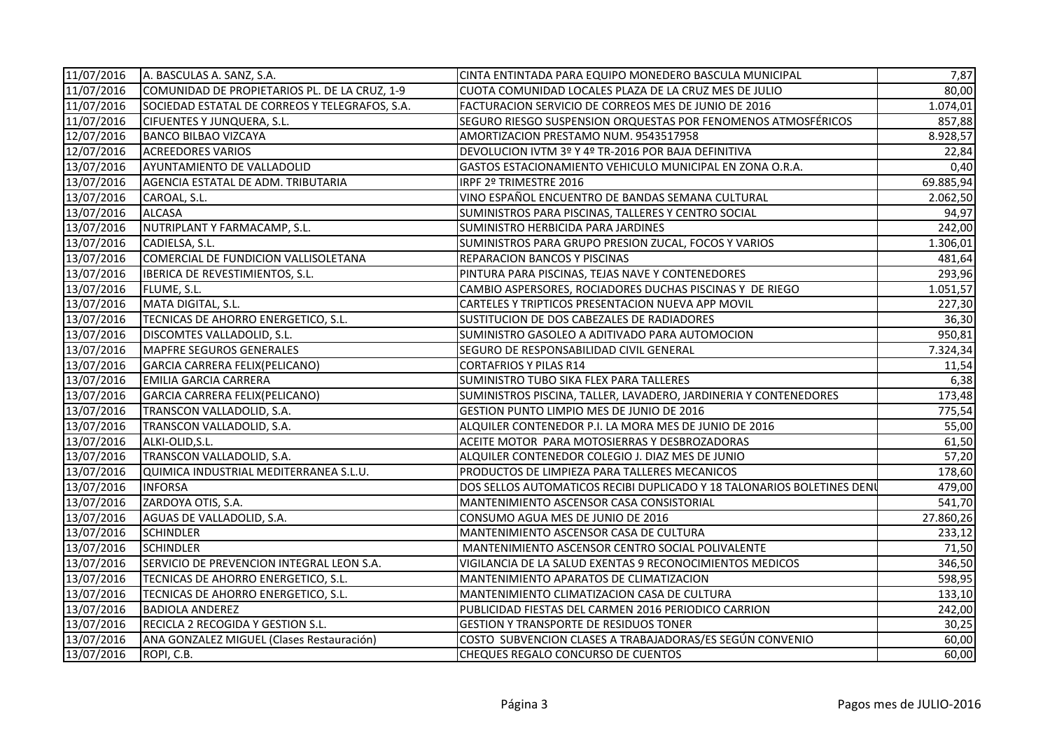| 11/07/2016 | A. BASCULAS A. SANZ, S.A. | CINTA ENTINTADA PARA EQUIPO MONEDERO BASCULA MUNICIPAL | 7,87 |
|---|---|---|---|
| 11/07/2016 | COMUNIDAD DE PROPIETARIOS PL. DE LA CRUZ, 1-9 | CUOTA COMUNIDAD LOCALES PLAZA DE LA CRUZ MES DE JULIO | 80,00 |
| 11/07/2016 | SOCIEDAD ESTATAL DE CORREOS Y TELEGRAFOS, S.A. | FACTURACION SERVICIO DE CORREOS MES DE JUNIO DE 2016 | 1.074,01 |
| 11/07/2016 | CIFUENTES Y JUNQUERA, S.L. | SEGURO RIESGO SUSPENSION ORQUESTAS POR FENOMENOS ATMOSFÉRICOS | 857,88 |
| 12/07/2016 | BANCO BILBAO VIZCAYA | AMORTIZACION PRESTAMO NUM. 9543517958 | 8.928,57 |
| 12/07/2016 | ACREEDORES VARIOS | DEVOLUCION IVTM 3º Y 4º TR-2016 POR BAJA DEFINITIVA | 22,84 |
| 13/07/2016 | AYUNTAMIENTO DE VALLADOLID | GASTOS ESTACIONAMIENTO VEHICULO MUNICIPAL EN ZONA O.R.A. | 0,40 |
| 13/07/2016 | AGENCIA ESTATAL DE ADM. TRIBUTARIA | IRPF 2º TRIMESTRE 2016 | 69.885,94 |
| 13/07/2016 | CAROAL, S.L. | VINO ESPAÑOL ENCUENTRO DE BANDAS SEMANA CULTURAL | 2.062,50 |
| 13/07/2016 | ALCASA | SUMINISTROS PARA PISCINAS, TALLERES Y CENTRO SOCIAL | 94,97 |
| 13/07/2016 | NUTRIPLANT Y FARMACAMP, S.L. | SUMINISTRO HERBICIDA PARA JARDINES | 242,00 |
| 13/07/2016 | CADIELSA, S.L. | SUMINISTROS PARA GRUPO PRESION ZUCAL, FOCOS Y VARIOS | 1.306,01 |
| 13/07/2016 | COMERCIAL DE FUNDICION VALLISOLETANA | REPARACION BANCOS Y PISCINAS | 481,64 |
| 13/07/2016 | IBERICA DE REVESTIMIENTOS, S.L. | PINTURA PARA PISCINAS, TEJAS NAVE Y CONTENEDORES | 293,96 |
| 13/07/2016 | FLUME, S.L. | CAMBIO ASPERSORES, ROCIADORES DUCHAS PISCINAS Y DE RIEGO | 1.051,57 |
| 13/07/2016 | MATA DIGITAL, S.L. | CARTELES Y TRIPTICOS PRESENTACION NUEVA APP MOVIL | 227,30 |
| 13/07/2016 | TECNICAS DE AHORRO ENERGETICO, S.L. | SUSTITUCION DE DOS CABEZALES DE RADIADORES | 36,30 |
| 13/07/2016 | DISCOMTES VALLADOLID, S.L. | SUMINISTRO GASOLEO A ADITIVADO PARA AUTOMOCION | 950,81 |
| 13/07/2016 | MAPFRE SEGUROS GENERALES | SEGURO DE RESPONSABILIDAD CIVIL GENERAL | 7.324,34 |
| 13/07/2016 | GARCIA CARRERA FELIX(PELICANO) | CORTAFRIOS Y PILAS R14 | 11,54 |
| 13/07/2016 | EMILIA GARCIA CARRERA | SUMINISTRO TUBO SIKA FLEX PARA TALLERES | 6,38 |
| 13/07/2016 | GARCIA CARRERA FELIX(PELICANO) | SUMINISTROS PISCINA, TALLER, LAVADERO, JARDINERIA Y CONTENEDORES | 173,48 |
| 13/07/2016 | TRANSCON VALLADOLID, S.A. | GESTION PUNTO LIMPIO MES DE JUNIO DE 2016 | 775,54 |
| 13/07/2016 | TRANSCON VALLADOLID, S.A. | ALQUILER CONTENEDOR P.I. LA MORA MES DE JUNIO DE 2016 | 55,00 |
| 13/07/2016 | ALKI-OLID,S.L. | ACEITE MOTOR PARA MOTOSIERRAS Y DESBROZADORAS | 61,50 |
| 13/07/2016 | TRANSCON VALLADOLID, S.A. | ALQUILER CONTENEDOR COLEGIO J. DIAZ MES DE JUNIO | 57,20 |
| 13/07/2016 | QUIMICA INDUSTRIAL MEDITERRANEA S.L.U. | PRODUCTOS DE LIMPIEZA PARA TALLERES MECANICOS | 178,60 |
| 13/07/2016 | INFORSA | DOS SELLOS AUTOMATICOS RECIBI DUPLICADO Y 18 TALONARIOS BOLETINES DENU | 479,00 |
| 13/07/2016 | ZARDOYA OTIS, S.A. | MANTENIMIENTO ASCENSOR CASA CONSISTORIAL | 541,70 |
| 13/07/2016 | AGUAS DE VALLADOLID, S.A. | CONSUMO AGUA MES DE JUNIO DE 2016 | 27.860,26 |
| 13/07/2016 | SCHINDLER | MANTENIMIENTO ASCENSOR CASA DE CULTURA | 233,12 |
| 13/07/2016 | SCHINDLER | MANTENIMIENTO ASCENSOR CENTRO SOCIAL POLIVALENTE | 71,50 |
| 13/07/2016 | SERVICIO DE PREVENCION INTEGRAL LEON S.A. | VIGILANCIA DE LA SALUD EXENTAS 9 RECONOCIMIENTOS MEDICOS | 346,50 |
| 13/07/2016 | TECNICAS DE AHORRO ENERGETICO, S.L. | MANTENIMIENTO APARATOS DE CLIMATIZACION | 598,95 |
| 13/07/2016 | TECNICAS DE AHORRO ENERGETICO, S.L. | MANTENIMIENTO CLIMATIZACION CASA DE CULTURA | 133,10 |
| 13/07/2016 | BADIOLA ANDEREZ | PUBLICIDAD FIESTAS DEL CARMEN 2016 PERIODICO CARRION | 242,00 |
| 13/07/2016 | RECICLA 2 RECOGIDA Y GESTION S.L. | GESTION Y TRANSPORTE DE RESIDUOS TONER | 30,25 |
| 13/07/2016 | ANA GONZALEZ MIGUEL (Clases Restauración) | COSTO SUBVENCION CLASES A TRABAJADORAS/ES SEGÚN CONVENIO | 60,00 |
| 13/07/2016 | ROPI, C.B. | CHEQUES REGALO CONCURSO DE CUENTOS | 60,00 |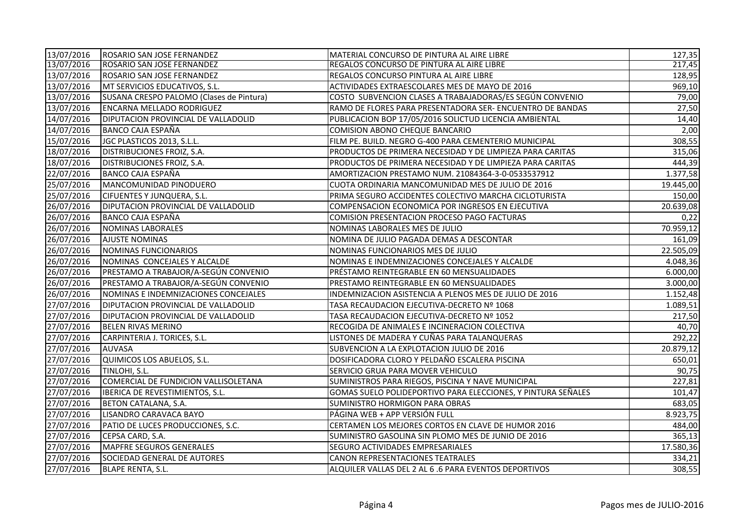| | | | |
|---|---|---|---|
| 13/07/2016 | ROSARIO SAN JOSE FERNANDEZ | MATERIAL CONCURSO DE PINTURA AL AIRE LIBRE | 127,35 |
| 13/07/2016 | ROSARIO SAN JOSE FERNANDEZ | REGALOS CONCURSO DE PINTURA AL AIRE LIBRE | 217,45 |
| 13/07/2016 | ROSARIO SAN JOSE FERNANDEZ | REGALOS CONCURSO PINTURA AL AIRE LIBRE | 128,95 |
| 13/07/2016 | MT SERVICIOS EDUCATIVOS, S.L. | ACTIVIDADES EXTRAESCOLARES MES DE MAYO DE 2016 | 969,10 |
| 13/07/2016 | SUSANA CRESPO PALOMO (Clases de Pintura) | COSTO SUBVENCION CLASES A TRABAJADORAS/ES SEGÚN CONVENIO | 79,00 |
| 13/07/2016 | ENCARNA MELLADO RODRIGUEZ | RAMO DE FLORES PARA PRESENTADORA SER- ENCUENTRO DE BANDAS | 27,50 |
| 14/07/2016 | DIPUTACION PROVINCIAL DE VALLADOLID | PUBLICACION BOP 17/05/2016 SOLICTUD LICENCIA AMBIENTAL | 14,40 |
| 14/07/2016 | BANCO CAJA ESPAÑA | COMISION ABONO CHEQUE BANCARIO | 2,00 |
| 15/07/2016 | JGC PLASTICOS 2013, S.L.L. | FILM PE. BUILD. NEGRO G-400 PARA CEMENTERIO MUNICIPAL | 308,55 |
| 18/07/2016 | DISTRIBUCIONES FROIZ, S.A. | PRODUCTOS DE PRIMERA NECESIDAD Y DE LIMPIEZA PARA CARITAS | 315,06 |
| 18/07/2016 | DISTRIBUCIONES FROIZ, S.A. | PRODUCTOS DE PRIMERA NECESIDAD Y DE LIMPIEZA PARA CARITAS | 444,39 |
| 22/07/2016 | BANCO CAJA ESPAÑA | AMORTIZACION PRESTAMO NUM. 21084364-3-0-0533537912 | 1.377,58 |
| 25/07/2016 | MANCOMUNIDAD PINODUERO | CUOTA ORDINARIA MANCOMUNIDAD MES DE JULIO DE 2016 | 19.445,00 |
| 25/07/2016 | CIFUENTES Y JUNQUERA, S.L. | PRIMA SEGURO ACCIDENTES COLECTIVO MARCHA CICLOTURISTA | 150,00 |
| 26/07/2016 | DIPUTACION PROVINCIAL DE VALLADOLID | COMPENSACION ECONOMICA POR INGRESOS EN EJECUTIVA | 20.639,08 |
| 26/07/2016 | BANCO CAJA ESPAÑA | COMISION PRESENTACION PROCESO PAGO FACTURAS | 0,22 |
| 26/07/2016 | NOMINAS LABORALES | NOMINAS LABORALES MES DE JULIO | 70.959,12 |
| 26/07/2016 | AJUSTE NOMINAS | NOMINA DE JULIO PAGADA DEMAS A DESCONTAR | 161,09 |
| 26/07/2016 | NOMINAS FUNCIONARIOS | NOMINAS FUNCIONARIOS MES DE JULIO | 22.505,09 |
| 26/07/2016 | NOMINAS CONCEJALES Y ALCALDE | NOMINAS E INDEMNIZACIONES CONCEJALES Y ALCALDE | 4.048,36 |
| 26/07/2016 | PRESTAMO A TRABAJOR/A-SEGÚN CONVENIO | PRÉSTAMO REINTEGRABLE EN 60 MENSUALIDADES | 6.000,00 |
| 26/07/2016 | PRESTAMO A TRABAJOR/A-SEGÚN CONVENIO | PRESTAMO REINTEGRABLE EN 60 MENSUALIDADES | 3.000,00 |
| 26/07/2016 | NOMINAS E INDEMNIZACIONES CONCEJALES | INDEMNIZACION ASISTENCIA A PLENOS MES DE JULIO DE 2016 | 1.152,48 |
| 27/07/2016 | DIPUTACION PROVINCIAL DE VALLADOLID | TASA RECAUDACION EJECUTIVA-DECRETO Nº 1068 | 1.089,51 |
| 27/07/2016 | DIPUTACION PROVINCIAL DE VALLADOLID | TASA RECAUDACION EJECUTIVA-DECRETO Nº 1052 | 217,50 |
| 27/07/2016 | BELEN RIVAS MERINO | RECOGIDA DE ANIMALES E INCINERACION COLECTIVA | 40,70 |
| 27/07/2016 | CARPINTERIA J. TORICES, S.L. | LISTONES DE MADERA Y CUÑAS PARA TALANQUERAS | 292,22 |
| 27/07/2016 | AUVASA | SUBVENCION A LA EXPLOTACION JULIO DE 2016 | 20.879,12 |
| 27/07/2016 | QUIMICOS LOS ABUELOS, S.L. | DOSIFICADORA CLORO Y PELDAÑO ESCALERA PISCINA | 650,01 |
| 27/07/2016 | TINLOHI, S.L. | SERVICIO GRUA PARA MOVER VEHICULO | 90,75 |
| 27/07/2016 | COMERCIAL DE FUNDICION VALLISOLETANA | SUMINISTROS PARA RIEGOS, PISCINA Y NAVE MUNICIPAL | 227,81 |
| 27/07/2016 | IBERICA DE REVESTIMIENTOS, S.L. | GOMAS SUELO POLIDEPORTIVO PARA ELECCIONES, Y PINTURA SEÑALES | 101,47 |
| 27/07/2016 | BETON CATALANA, S.A. | SUMINISTRO HORMIGON PARA OBRAS | 683,05 |
| 27/07/2016 | LISANDRO CARAVACA BAYO | PÁGINA WEB + APP VERSIÓN FULL | 8.923,75 |
| 27/07/2016 | PATIO DE LUCES PRODUCCIONES, S.C. | CERTAMEN LOS MEJORES CORTOS EN CLAVE DE HUMOR 2016 | 484,00 |
| 27/07/2016 | CEPSA CARD, S.A. | SUMINISTRO GASOLINA SIN PLOMO MES DE JUNIO DE 2016 | 365,13 |
| 27/07/2016 | MAPFRE SEGUROS GENERALES | SEGURO ACTIVIDADES EMPRESARIALES | 17.580,36 |
| 27/07/2016 | SOCIEDAD GENERAL DE AUTORES | CANON REPRESENTACIONES TEATRALES | 334,21 |
| 27/07/2016 | BLAPE RENTA, S.L. | ALQUILER VALLAS DEL 2 AL 6 .6 PARA EVENTOS DEPORTIVOS | 308,55 |

Pagos mes de JULIO-2016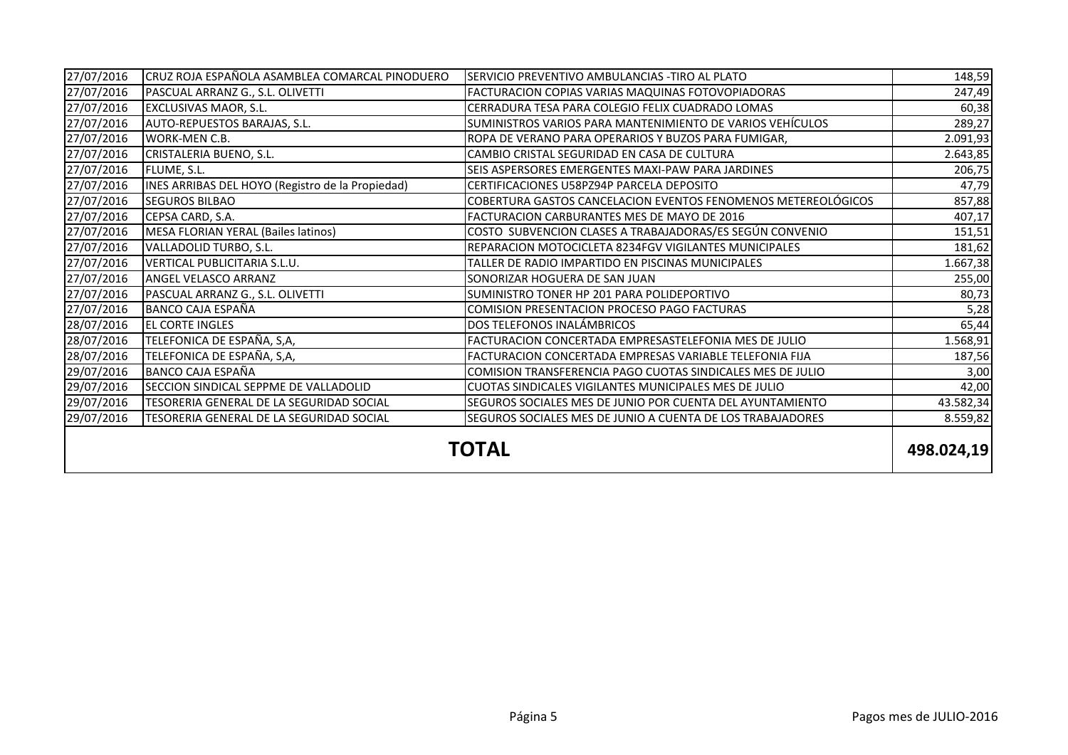| | | | |
|---|---|---|---|
| 27/07/2016 | CRUZ ROJA ESPAÑOLA ASAMBLEA COMARCAL PINODUERO | SERVICIO PREVENTIVO AMBULANCIAS -TIRO AL PLATO | 148,59 |
| 27/07/2016 | PASCUAL ARRANZ G., S.L. OLIVETTI | FACTURACION COPIAS VARIAS MAQUINAS FOTOVOPIADORAS | 247,49 |
| 27/07/2016 | EXCLUSIVAS MAOR, S.L. | CERRADURA TESA PARA COLEGIO FELIX CUADRADO LOMAS | 60,38 |
| 27/07/2016 | AUTO-REPUESTOS BARAJAS, S.L. | SUMINISTROS VARIOS PARA MANTENIMIENTO DE VARIOS VEHÍCULOS | 289,27 |
| 27/07/2016 | WORK-MEN C.B. | ROPA DE VERANO PARA OPERARIOS Y BUZOS PARA FUMIGAR, | 2.091,93 |
| 27/07/2016 | CRISTALERIA BUENO, S.L. | CAMBIO CRISTAL SEGURIDAD EN CASA DE CULTURA | 2.643,85 |
| 27/07/2016 | FLUME, S.L. | SEIS ASPERSORES EMERGENTES MAXI-PAW PARA JARDINES | 206,75 |
| 27/07/2016 | INES ARRIBAS DEL HOYO (Registro de la Propiedad) | CERTIFICACIONES U58PZ94P PARCELA DEPOSITO | 47,79 |
| 27/07/2016 | SEGUROS BILBAO | COBERTURA GASTOS CANCELACION EVENTOS FENOMENOS METEREOLÓGICOS | 857,88 |
| 27/07/2016 | CEPSA CARD, S.A. | FACTURACION CARBURANTES MES DE MAYO DE 2016 | 407,17 |
| 27/07/2016 | MESA FLORIAN YERAL (Bailes latinos) | COSTO SUBVENCION CLASES A TRABAJADORAS/ES SEGÚN CONVENIO | 151,51 |
| 27/07/2016 | VALLADOLID TURBO, S.L. | REPARACION MOTOCICLETA 8234FGV VIGILANTES MUNICIPALES | 181,62 |
| 27/07/2016 | VERTICAL PUBLICITARIA S.L.U. | TALLER DE RADIO IMPARTIDO EN PISCINAS MUNICIPALES | 1.667,38 |
| 27/07/2016 | ANGEL VELASCO ARRANZ | SONORIZAR HOGUERA DE SAN JUAN | 255,00 |
| 27/07/2016 | PASCUAL ARRANZ G., S.L. OLIVETTI | SUMINISTRO TONER HP 201 PARA POLIDEPORTIVO | 80,73 |
| 27/07/2016 | BANCO CAJA ESPAÑA | COMISION PRESENTACION PROCESO PAGO FACTURAS | 5,28 |
| 28/07/2016 | EL CORTE INGLES | DOS TELEFONOS INALÁMBRICOS | 65,44 |
| 28/07/2016 | TELEFONICA DE ESPAÑA, S,A, | FACTURACION CONCERTADA EMPRESASTELEFONIA MES DE JULIO | 1.568,91 |
| 28/07/2016 | TELEFONICA DE ESPAÑA, S,A, | FACTURACION CONCERTADA EMPRESAS VARIABLE TELEFONIA FIJA | 187,56 |
| 29/07/2016 | BANCO CAJA ESPAÑA | COMISION TRANSFERENCIA PAGO CUOTAS SINDICALES MES DE JULIO | 3,00 |
| 29/07/2016 | SECCION SINDICAL SEPPME DE VALLADOLID | CUOTAS SINDICALES VIGILANTES MUNICIPALES MES DE JULIO | 42,00 |
| 29/07/2016 | TESORERIA GENERAL DE LA SEGURIDAD SOCIAL | SEGUROS SOCIALES MES DE JUNIO POR CUENTA DEL AYUNTAMIENTO | 43.582,34 |
| 29/07/2016 | TESORERIA GENERAL DE LA SEGURIDAD SOCIAL | SEGUROS SOCIALES MES DE JUNIO A CUENTA DE LOS TRABAJADORES | 8.559,82 |
| | | **TOTAL** | **498.024,19** |